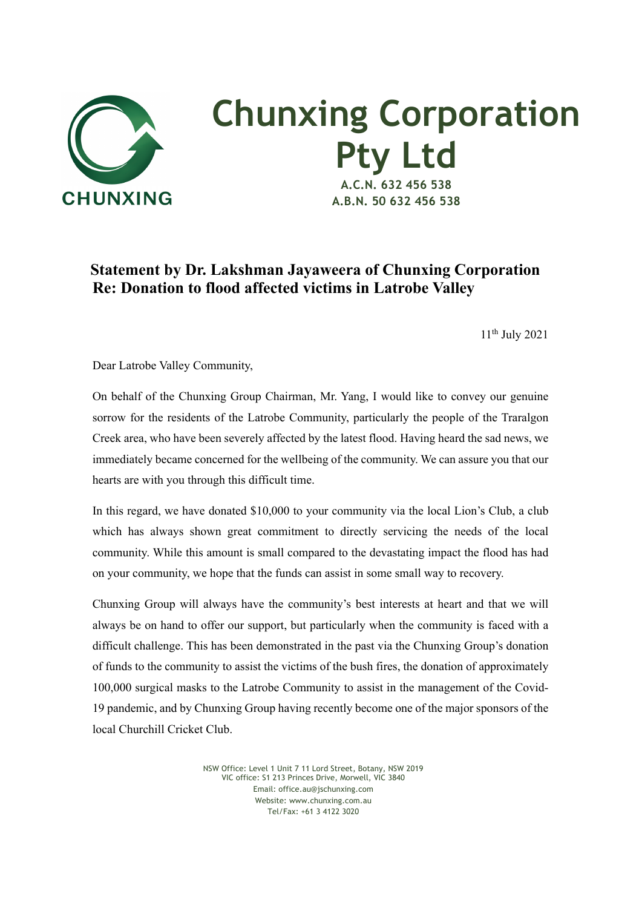# Chunxing Corporation Pty Ltd

**A.C.N. 632 456 538**
**A.B.N. 50 632 456 538**

## Statement by Dr. Lakshman Jayaweera of Chunxing Corporation
## Re: Donation to flood affected victims in Latrobe Valley

11th July 2021

Dear Latrobe Valley Community,

On behalf of the Chunxing Group Chairman, Mr. Yang, I would like to convey our genuine sorrow for the residents of the Latrobe Community, particularly the people of the Traralgon Creek area, who have been severely affected by the latest flood. Having heard the sad news, we immediately became concerned for the wellbeing of the community. We can assure you that our hearts are with you through this difficult time.

In this regard, we have donated $10,000 to your community via the local Lion's Club, a club which has always shown great commitment to directly servicing the needs of the local community. While this amount is small compared to the devastating impact the flood has had on your community, we hope that the funds can assist in some small way to recovery.

Chunxing Group will always have the community's best interests at heart and that we will always be on hand to offer our support, but particularly when the community is faced with a difficult challenge. This has been demonstrated in the past via the Chunxing Group's donation of funds to the community to assist the victims of the bush fires, the donation of approximately 100,000 surgical masks to the Latrobe Community to assist in the management of the Covid-19 pandemic, and by Chunxing Group having recently become one of the major sponsors of the local Churchill Cricket Club.

NSW Office: Level 1 Unit 7 11 Lord Street, Botany, NSW 2019
VIC office: S1 213 Princes Drive, Morwell, VIC 3840
Email: office.au@jschunxing.com
Website: www.chunxing.com.au
Tel/Fax: +61 3 4122 3020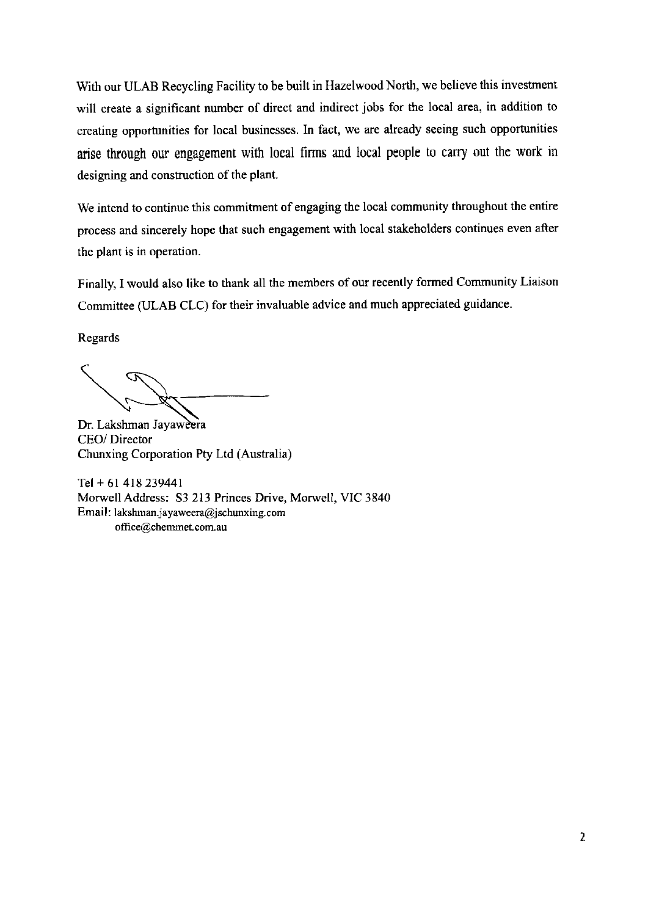With our ULAB Recycling Facility to be built in Hazelwood North, we believe this investment will create a significant number of direct and indirect jobs for the local area, in addition to creating opportunities for local businesses. In fact, we are already seeing such opportunities arise through our engagement with local firms and local people to carry out the work in designing and construction of the plant.

We intend to continue this commitment of engaging the local community throughout the entire process and sincerely hope that such engagement with local stakeholders continues even after the plant is in operation.

Finally, I would also like to thank all the members of our recently formed Community Liaison Committee (ULAB CLC) for their invaluable advice and much appreciated guidance.

Regards

Dr. Lakshman Jayaweera
CEO/ Director
Chunxing Corporation Pty Ltd (Australia)

Tel + 61 418 239441
Morwell Address: S3 213 Princes Drive, Morwell, VIC 3840
Email: lakshman.jayaweera@jschunxing.com
office@chemmet.com.au